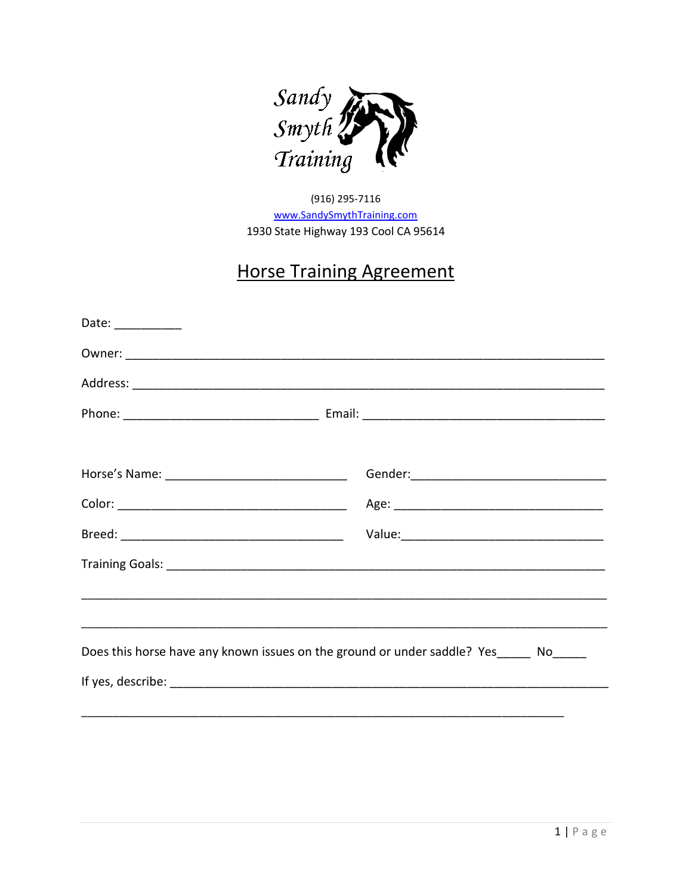Sandy Smyth Training

(916) 295-7116
www.SandySmythTraining.com
1930 State Highway 193 Cool CA 95614

# Horse Training Agreement

Date: __________

Owner: ______________________________________________________________________

Address: _____________________________________________________________________

Phone: ____________________________ Email: ___________________________________

Horse's Name: __________________________ Gender:____________________________

Color: _________________________________ Age: ______________________________

Breed: ________________________________ Value:______________________________

Training Goals: _______________________________________________________________

______________________________________________________________________________

______________________________________________________________________________

Does this horse have any known issues on the ground or under saddle? Yes_____ No_____

If yes, describe: ______________________________________________________________

_________________________________________________________________________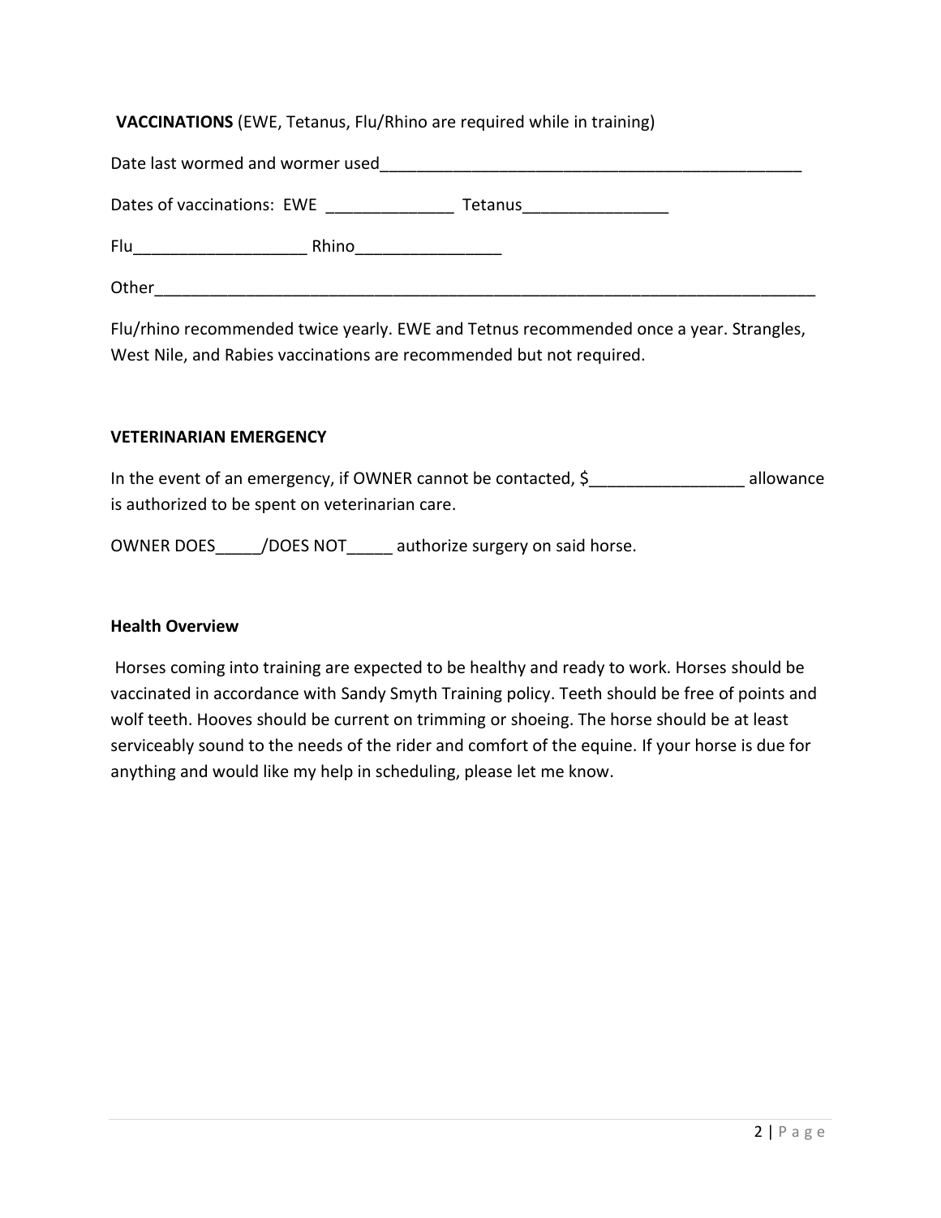**VACCINATIONS** (EWE, Tetanus, Flu/Rhino are required while in training)

Date last wormed and wormer used________________________________________________

Dates of vaccinations: EWE ______________ Tetanus________________

Flu___________________ Rhino________________

Other___________________________________________________________________________

Flu/rhino recommended twice yearly. EWE and Tetnus recommended once a year. Strangles, West Nile, and Rabies vaccinations are recommended but not required.

**VETERINARIAN EMERGENCY**

In the event of an emergency, if OWNER cannot be contacted, $_________________ allowance is authorized to be spent on veterinarian care.

OWNER DOES_____/DOES NOT_____ authorize surgery on said horse.

**Health Overview**

Horses coming into training are expected to be healthy and ready to work. Horses should be vaccinated in accordance with Sandy Smyth Training policy. Teeth should be free of points and wolf teeth. Hooves should be current on trimming or shoeing. The horse should be at least serviceably sound to the needs of the rider and comfort of the equine. If your horse is due for anything and would like my help in scheduling, please let me know.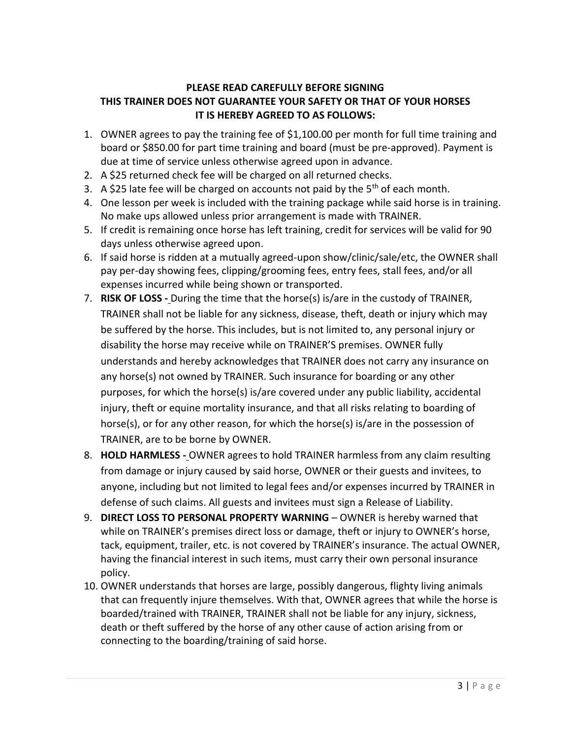**PLEASE READ CAREFULLY BEFORE SIGNING**
**THIS TRAINER DOES NOT GUARANTEE YOUR SAFETY OR THAT OF YOUR HORSES**
**IT IS HEREBY AGREED TO AS FOLLOWS:**

1. OWNER agrees to pay the training fee of $1,100.00 per month for full time training and board or $850.00 for part time training and board (must be pre-approved). Payment is due at time of service unless otherwise agreed upon in advance.
2. A $25 returned check fee will be charged on all returned checks.
3. A $25 late fee will be charged on accounts not paid by the 5th of each month.
4. One lesson per week is included with the training package while said horse is in training. No make ups allowed unless prior arrangement is made with TRAINER.
5. If credit is remaining once horse has left training, credit for services will be valid for 90 days unless otherwise agreed upon.
6. If said horse is ridden at a mutually agreed-upon show/clinic/sale/etc, the OWNER shall pay per-day showing fees, clipping/grooming fees, entry fees, stall fees, and/or all expenses incurred while being shown or transported.
7. **RISK OF LOSS -** During the time that the horse(s) is/are in the custody of TRAINER, TRAINER shall not be liable for any sickness, disease, theft, death or injury which may be suffered by the horse. This includes, but is not limited to, any personal injury or disability the horse may receive while on TRAINER'S premises. OWNER fully understands and hereby acknowledges that TRAINER does not carry any insurance on any horse(s) not owned by TRAINER. Such insurance for boarding or any other purposes, for which the horse(s) is/are covered under any public liability, accidental injury, theft or equine mortality insurance, and that all risks relating to boarding of horse(s), or for any other reason, for which the horse(s) is/are in the possession of TRAINER, are to be borne by OWNER.
8. **HOLD HARMLESS -** OWNER agrees to hold TRAINER harmless from any claim resulting from damage or injury caused by said horse, OWNER or their guests and invitees, to anyone, including but not limited to legal fees and/or expenses incurred by TRAINER in defense of such claims. All guests and invitees must sign a Release of Liability.
9. **DIRECT LOSS TO PERSONAL PROPERTY WARNING** – OWNER is hereby warned that while on TRAINER's premises direct loss or damage, theft or injury to OWNER's horse, tack, equipment, trailer, etc. is not covered by TRAINER's insurance. The actual OWNER, having the financial interest in such items, must carry their own personal insurance policy.
10. OWNER understands that horses are large, possibly dangerous, flighty living animals that can frequently injure themselves. With that, OWNER agrees that while the horse is boarded/trained with TRAINER, TRAINER shall not be liable for any injury, sickness, death or theft suffered by the horse of any other cause of action arising from or connecting to the boarding/training of said horse.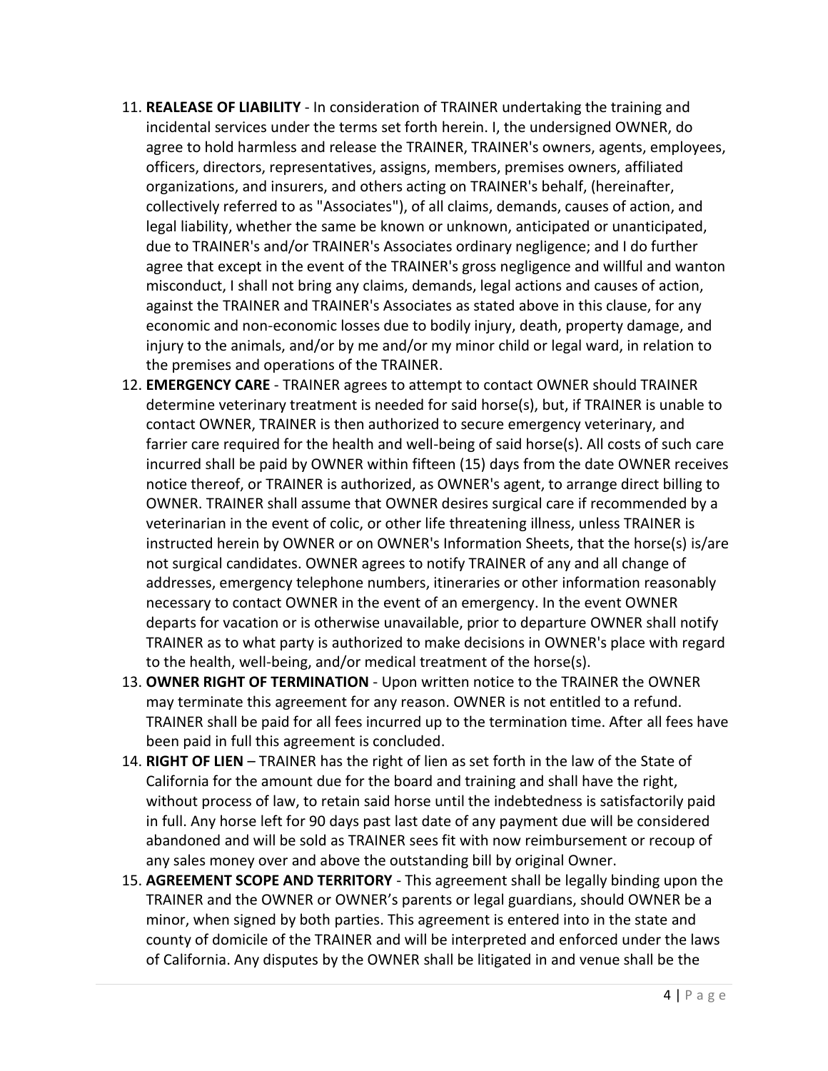11. **REALEASE OF LIABILITY** - In consideration of TRAINER undertaking the training and incidental services under the terms set forth herein. I, the undersigned OWNER, do agree to hold harmless and release the TRAINER, TRAINER's owners, agents, employees, officers, directors, representatives, assigns, members, premises owners, affiliated organizations, and insurers, and others acting on TRAINER's behalf, (hereinafter, collectively referred to as "Associates"), of all claims, demands, causes of action, and legal liability, whether the same be known or unknown, anticipated or unanticipated, due to TRAINER's and/or TRAINER's Associates ordinary negligence; and I do further agree that except in the event of the TRAINER's gross negligence and willful and wanton misconduct, I shall not bring any claims, demands, legal actions and causes of action, against the TRAINER and TRAINER's Associates as stated above in this clause, for any economic and non-economic losses due to bodily injury, death, property damage, and injury to the animals, and/or by me and/or my minor child or legal ward, in relation to the premises and operations of the TRAINER.
12. **EMERGENCY CARE** - TRAINER agrees to attempt to contact OWNER should TRAINER determine veterinary treatment is needed for said horse(s), but, if TRAINER is unable to contact OWNER, TRAINER is then authorized to secure emergency veterinary, and farrier care required for the health and well-being of said horse(s). All costs of such care incurred shall be paid by OWNER within fifteen (15) days from the date OWNER receives notice thereof, or TRAINER is authorized, as OWNER's agent, to arrange direct billing to OWNER. TRAINER shall assume that OWNER desires surgical care if recommended by a veterinarian in the event of colic, or other life threatening illness, unless TRAINER is instructed herein by OWNER or on OWNER's Information Sheets, that the horse(s) is/are not surgical candidates. OWNER agrees to notify TRAINER of any and all change of addresses, emergency telephone numbers, itineraries or other information reasonably necessary to contact OWNER in the event of an emergency. In the event OWNER departs for vacation or is otherwise unavailable, prior to departure OWNER shall notify TRAINER as to what party is authorized to make decisions in OWNER's place with regard to the health, well-being, and/or medical treatment of the horse(s).
13. **OWNER RIGHT OF TERMINATION** - Upon written notice to the TRAINER the OWNER may terminate this agreement for any reason. OWNER is not entitled to a refund. TRAINER shall be paid for all fees incurred up to the termination time. After all fees have been paid in full this agreement is concluded.
14. **RIGHT OF LIEN** – TRAINER has the right of lien as set forth in the law of the State of California for the amount due for the board and training and shall have the right, without process of law, to retain said horse until the indebtedness is satisfactorily paid in full. Any horse left for 90 days past last date of any payment due will be considered abandoned and will be sold as TRAINER sees fit with now reimbursement or recoup of any sales money over and above the outstanding bill by original Owner.
15. **AGREEMENT SCOPE AND TERRITORY** - This agreement shall be legally binding upon the TRAINER and the OWNER or OWNER's parents or legal guardians, should OWNER be a minor, when signed by both parties. This agreement is entered into in the state and county of domicile of the TRAINER and will be interpreted and enforced under the laws of California. Any disputes by the OWNER shall be litigated in and venue shall be the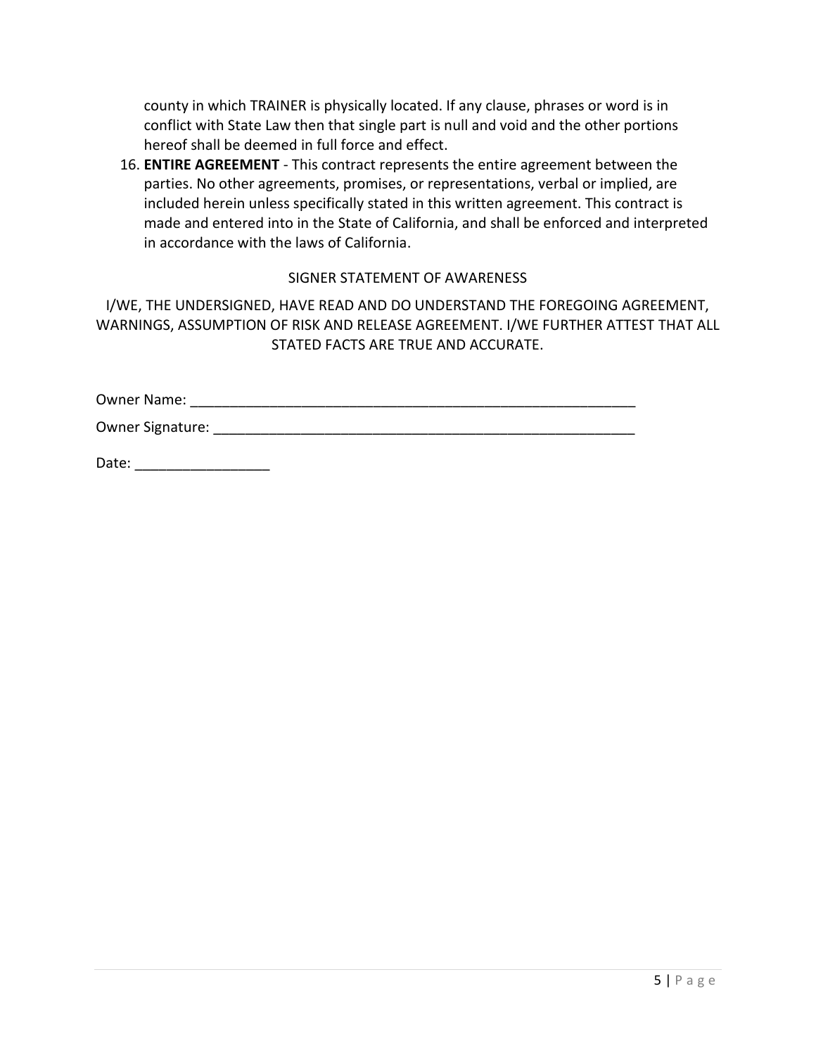county in which TRAINER is physically located. If any clause, phrases or word is in conflict with State Law then that single part is null and void and the other portions hereof shall be deemed in full force and effect.

16. **ENTIRE AGREEMENT** - This contract represents the entire agreement between the parties. No other agreements, promises, or representations, verbal or implied, are included herein unless specifically stated in this written agreement. This contract is made and entered into in the State of California, and shall be enforced and interpreted in accordance with the laws of California.

SIGNER STATEMENT OF AWARENESS

I/WE, THE UNDERSIGNED, HAVE READ AND DO UNDERSTAND THE FOREGOING AGREEMENT, WARNINGS, ASSUMPTION OF RISK AND RELEASE AGREEMENT. I/WE FURTHER ATTEST THAT ALL STATED FACTS ARE TRUE AND ACCURATE.

Owner Name: ___________________________________________________________

Owner Signature: _______________________________________________________

Date: _________________